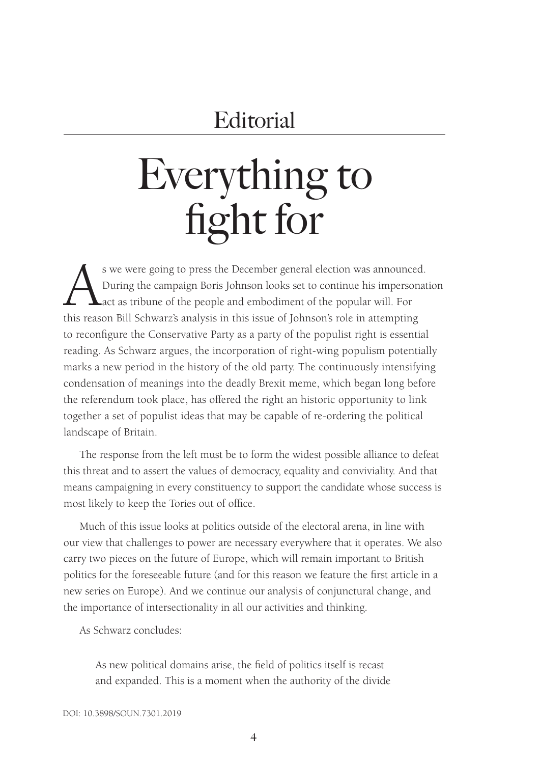# Editorial

# Everything to fight for

As we were going to press the December general election was announced. During the campaign Boris Johnson looks set to continue his impersonation act as tribune of the people and embodiment of the popular will. For this reason Bill Schwarz's analysis in this issue of Johnson's role in attempting to reconfigure the Conservative Party as a party of the populist right is essential reading. As Schwarz argues, the incorporation of right-wing populism potentially marks a new period in the history of the old party. The continuously intensifying condensation of meanings into the deadly Brexit meme, which began long before the referendum took place, has offered the right an historic opportunity to link together a set of populist ideas that may be capable of re-ordering the political landscape of Britain.

The response from the left must be to form the widest possible alliance to defeat this threat and to assert the values of democracy, equality and conviviality. And that means campaigning in every constituency to support the candidate whose success is most likely to keep the Tories out of office.

Much of this issue looks at politics outside of the electoral arena, in line with our view that challenges to power are necessary everywhere that it operates. We also carry two pieces on the future of Europe, which will remain important to British politics for the foreseeable future (and for this reason we feature the first article in a new series on Europe). And we continue our analysis of conjunctural change, and the importance of intersectionality in all our activities and thinking.

As Schwarz concludes:

> As new political domains arise, the field of politics itself is recast and expanded. This is a moment when the authority of the divide

DOI: 10.3898/SOUN.7301.2019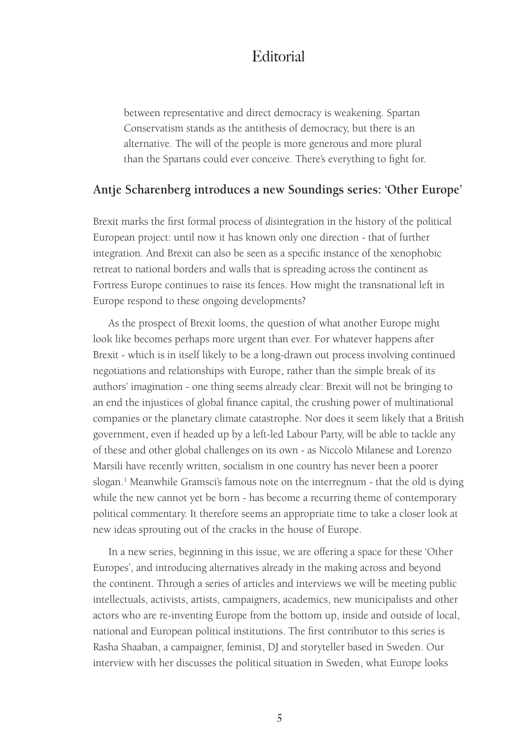between representative and direct democracy is weakening. Spartan Conservatism stands as the antithesis of democracy, but there is an alternative. The will of the people is more generous and more plural than the Spartans could ever conceive. There's everything to fight for.

## Antje Scharenberg introduces a new Soundings series: 'Other Europe'

Brexit marks the first formal process of *dis*integration in the history of the political European project: until now it has known only one direction - that of further integration. And Brexit can also be seen as a specific instance of the xenophobic retreat to national borders and walls that is spreading across the continent as Fortress Europe continues to raise its fences. How might the transnational left in Europe respond to these ongoing developments?

As the prospect of Brexit looms, the question of what another Europe might look like becomes perhaps more urgent than ever. For whatever happens after Brexit - which is in itself likely to be a long-drawn out process involving continued negotiations and relationships with Europe, rather than the simple break of its authors' imagination - one thing seems already clear: Brexit will not be bringing to an end the injustices of global finance capital, the crushing power of multinational companies or the planetary climate catastrophe. Nor does it seem likely that a British government, even if headed up by a left-led Labour Party, will be able to tackle any of these and other global challenges on its own - as Niccolò Milanese and Lorenzo Marsili have recently written, socialism in one country has never been a poorer slogan.[1] Meanwhile Gramsci's famous note on the interregnum - that the old is dying while the new cannot yet be born - has become a recurring theme of contemporary political commentary. It therefore seems an appropriate time to take a closer look at new ideas sprouting out of the cracks in the house of Europe.

In a new series, beginning in this issue, we are offering a space for these 'Other Europes', and introducing alternatives already in the making across and beyond the continent. Through a series of articles and interviews we will be meeting public intellectuals, activists, artists, campaigners, academics, new municipalists and other actors who are re-inventing Europe from the bottom up, inside and outside of local, national and European political institutions. The first contributor to this series is Rasha Shaaban, a campaigner, feminist, DJ and storyteller based in Sweden. Our interview with her discusses the political situation in Sweden, what Europe looks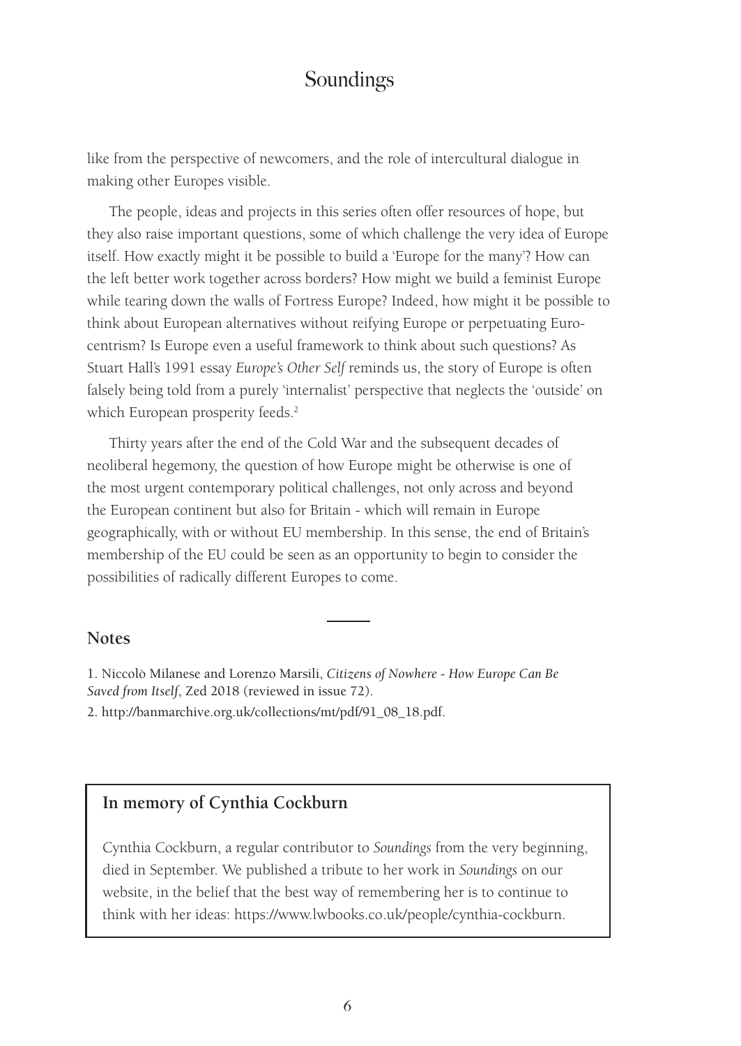like from the perspective of newcomers, and the role of intercultural dialogue in making other Europes visible.

The people, ideas and projects in this series often offer resources of hope, but they also raise important questions, some of which challenge the very idea of Europe itself. How exactly might it be possible to build a 'Europe for the many'? How can the left better work together across borders? How might we build a feminist Europe while tearing down the walls of Fortress Europe? Indeed, how might it be possible to think about European alternatives without reifying Europe or perpetuating Eurocentrism? Is Europe even a useful framework to think about such questions? As Stuart Hall's 1991 essay *Europe's Other Self* reminds us, the story of Europe is often falsely being told from a purely 'internalist' perspective that neglects the 'outside' on which European prosperity feeds.[2]

Thirty years after the end of the Cold War and the subsequent decades of neoliberal hegemony, the question of how Europe might be otherwise is one of the most urgent contemporary political challenges, not only across and beyond the European continent but also for Britain - which will remain in Europe geographically, with or without EU membership. In this sense, the end of Britain's membership of the EU could be seen as an opportunity to begin to consider the possibilities of radically different Europes to come.

---

## Notes

1. Niccolò Milanese and Lorenzo Marsili, *Citizens of Nowhere - How Europe Can Be Saved from Itself*, Zed 2018 (reviewed in issue 72).

2. http://banmarchive.org.uk/collections/mt/pdf/91_08_18.pdf.

## In memory of Cynthia Cockburn

Cynthia Cockburn, a regular contributor to *Soundings* from the very beginning, died in September. We published a tribute to her work in *Soundings* on our website, in the belief that the best way of remembering her is to continue to think with her ideas: https://www.lwbooks.co.uk/people/cynthia-cockburn.